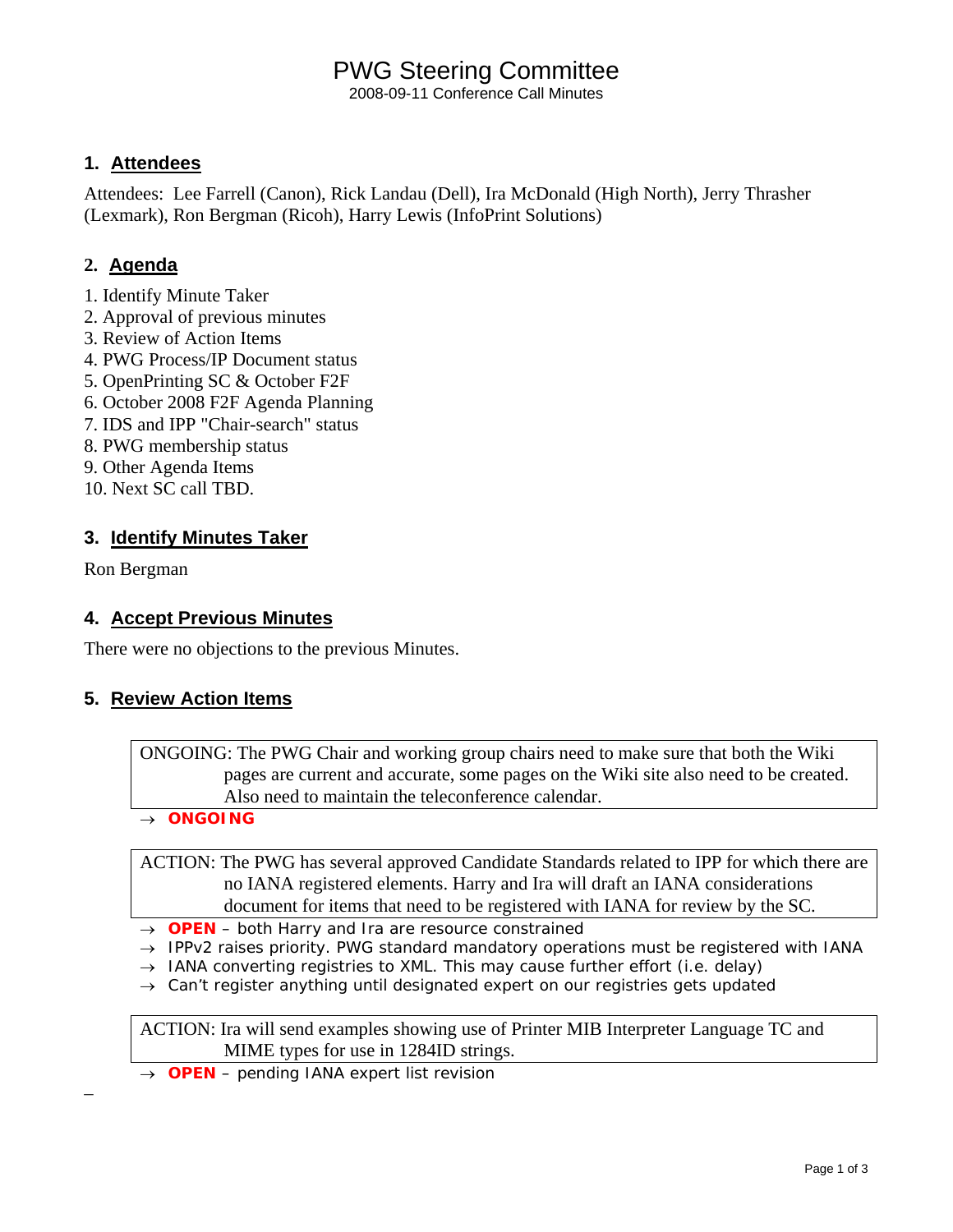# PWG Steering Committee

2008-09-11 Conference Call Minutes

## 1. Attendees

Attendees: Lee Farrell (Canon), Rick Landau (Dell), Ira McDonald (High North), Jerry Thrasher (Lexmark), Ron Bergman (Ricoh), Harry Lewis (InfoPrint Solutions)

## 2. Agenda

1. Identify Minute Taker
2. Approval of previous minutes
3. Review of Action Items
4. PWG Process/IP Document status
5. OpenPrinting SC & October F2F
6. October 2008 F2F Agenda Planning
7. IDS and IPP "Chair-search" status
8. PWG membership status
9. Other Agenda Items
10. Next SC call TBD.

## 3. Identify Minutes Taker

Ron Bergman

## 4. Accept Previous Minutes

There were no objections to the previous Minutes.

## 5. Review Action Items

ONGOING: The PWG Chair and working group chairs need to make sure that both the Wiki pages are current and accurate, some pages on the Wiki site also need to be created. Also need to maintain the teleconference calendar.

→ **ONGOING**

ACTION: The PWG has several approved Candidate Standards related to IPP for which there are no IANA registered elements. Harry and Ira will draft an IANA considerations document for items that need to be registered with IANA for review by the SC.

→ **OPEN** – both Harry and Ira are resource constrained
→ IPPv2 raises priority. PWG standard mandatory operations must be registered with IANA
→ IANA converting registries to XML. This may cause further effort (i.e. delay)
→ Can't register anything until designated expert on our registries gets updated

ACTION: Ira will send examples showing use of Printer MIB Interpreter Language TC and MIME types for use in 1284ID strings.

→ **OPEN** – pending IANA expert list revision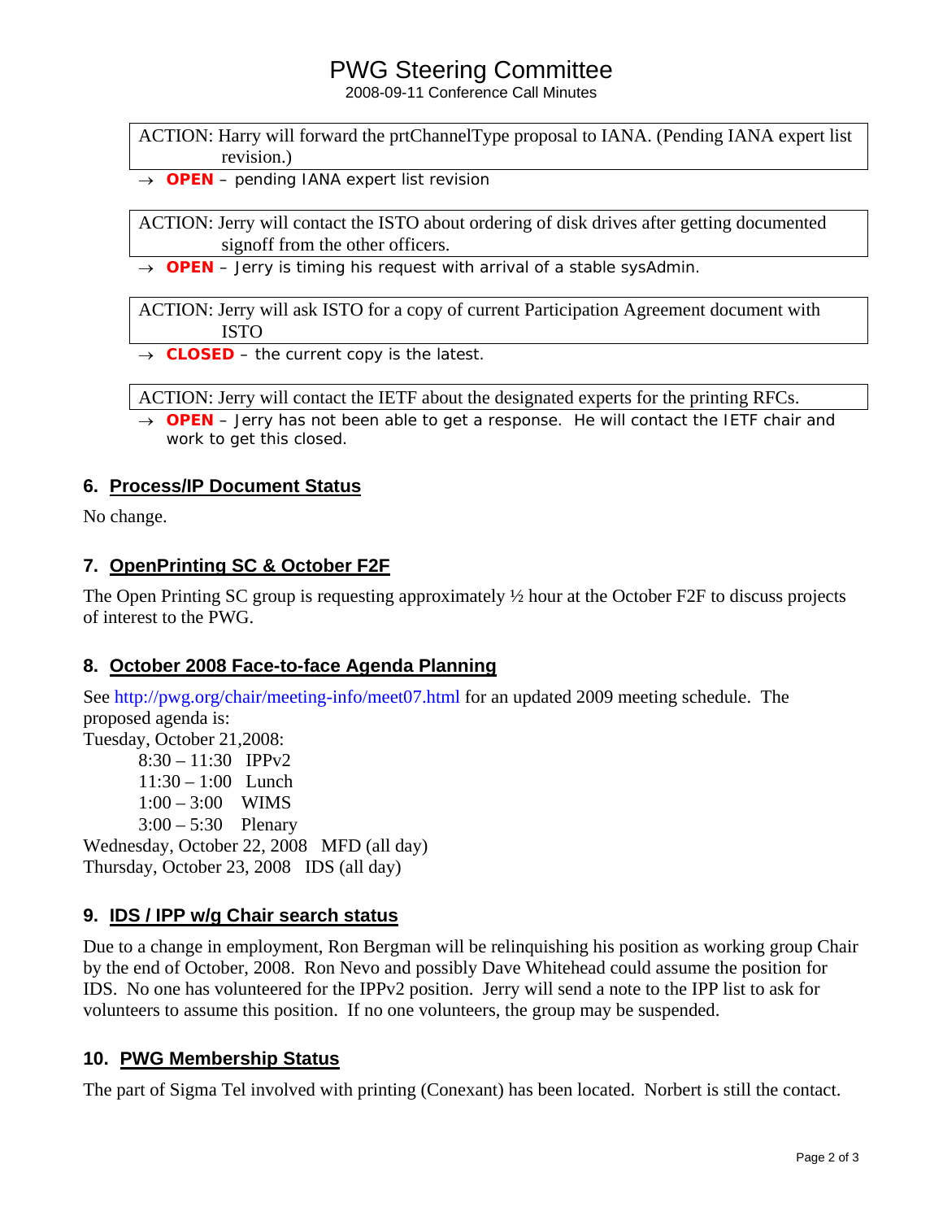ACTION: Harry will forward the prtChannelType proposal to IANA. (Pending IANA expert list revision.)

→ **OPEN** – pending IANA expert list revision

ACTION: Jerry will contact the ISTO about ordering of disk drives after getting documented signoff from the other officers.

→ **OPEN** – Jerry is timing his request with arrival of a stable sysAdmin.

ACTION: Jerry will ask ISTO for a copy of current Participation Agreement document with ISTO

→ **CLOSED** – the current copy is the latest.

ACTION: Jerry will contact the IETF about the designated experts for the printing RFCs.

→ **OPEN** – Jerry has not been able to get a response. He will contact the IETF chair and work to get this closed.

## 6. Process/IP Document Status

No change.

## 7. OpenPrinting SC & October F2F

The Open Printing SC group is requesting approximately ½ hour at the October F2F to discuss projects of interest to the PWG.

## 8. October 2008 Face-to-face Agenda Planning

See http://pwg.org/chair/meeting-info/meet07.html for an updated 2009 meeting schedule. The proposed agenda is:

Tuesday, October 21,2008:

- 8:30 – 11:30 IPPv2
- 11:30 – 1:00 Lunch
- 1:00 – 3:00 WIMS
- 3:00 – 5:30 Plenary

Wednesday, October 22, 2008 MFD (all day)

Thursday, October 23, 2008 IDS (all day)

## 9. IDS / IPP w/g Chair search status

Due to a change in employment, Ron Bergman will be relinquishing his position as working group Chair by the end of October, 2008. Ron Nevo and possibly Dave Whitehead could assume the position for IDS. No one has volunteered for the IPPv2 position. Jerry will send a note to the IPP list to ask for volunteers to assume this position. If no one volunteers, the group may be suspended.

## 10. PWG Membership Status

The part of Sigma Tel involved with printing (Conexant) has been located. Norbert is still the contact.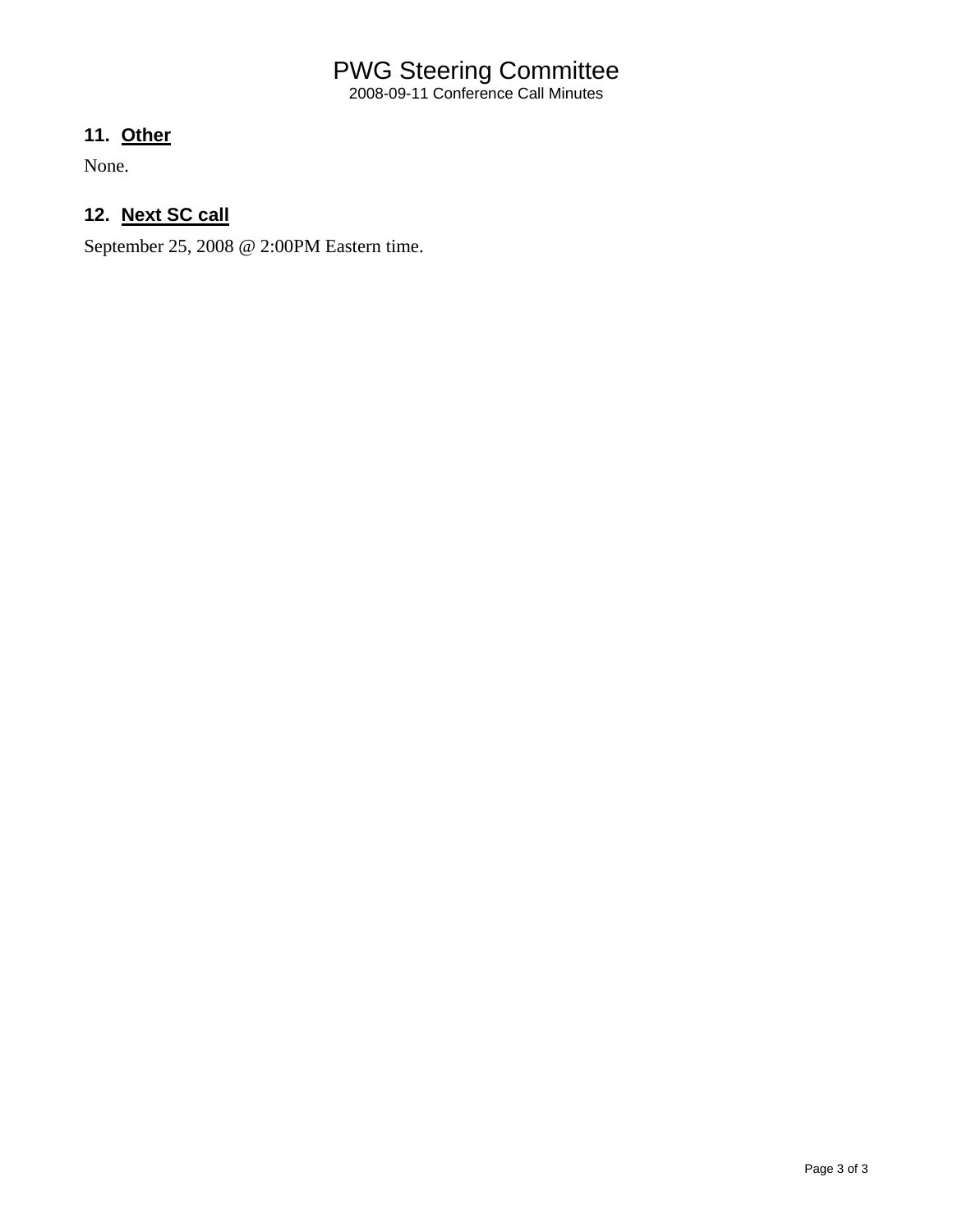## 11. Other

None.

## 12. Next SC call

September 25, 2008 @ 2:00PM Eastern time.